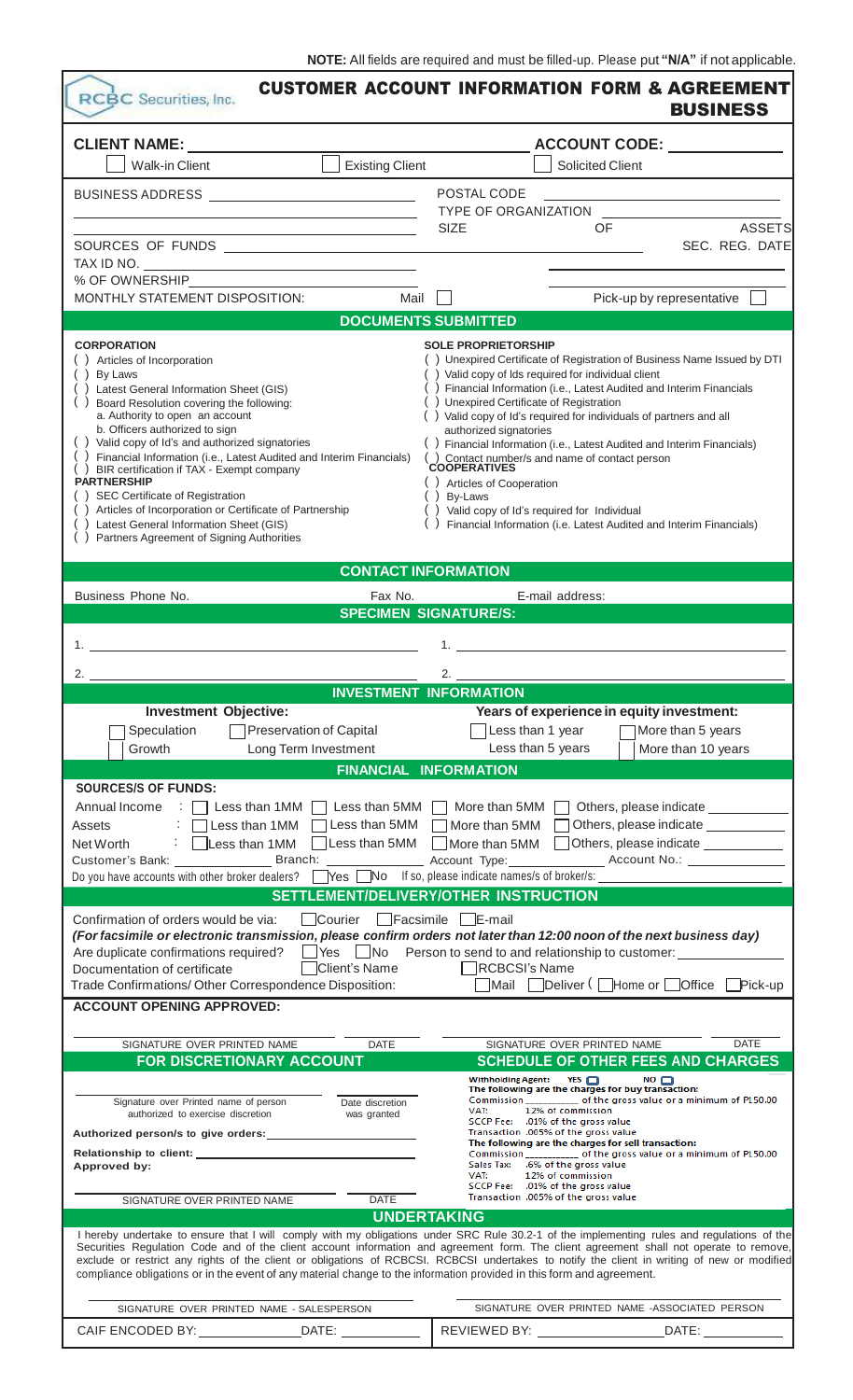**NOTE:** All fields are required and must be filled-up. Please put **"N/A"** if not applicable.

RCBC Securities, Inc.

# CUSTOMER ACCOUNT INFORMATION FORM & AGREEMENT BUSINESS

**CLIENT NAME:** ______________________ **ACCOUNT CODE:** ____________

☐ Walk-in Client ☐ Existing Client ☐ Solicited Client

BUSINESS ADDRESS ______________________

POSTAL CODE ______________________

TYPE OF ORGANIZATION ______________________

SIZE OF ASSETS ______________________

SOURCES OF FUNDS ______________________

SEC. REG. DATE ______________________

TAX ID NO. ______________________

% OF OWNERSHIP ______________________

MONTHLY STATEMENT DISPOSITION: Mail ☐ Pick-up by representative ☐

## DOCUMENTS SUBMITTED

**CORPORATION**

- ( ) Articles of Incorporation
- ( ) By Laws
- ( ) Latest General Information Sheet (GIS)
- ( ) Board Resolution covering the following:
  - a. Authority to open an account
  - b. Officers authorized to sign
- ( ) Valid copy of Id's and authorized signatories
- ( ) Financial Information (i.e., Latest Audited and Interim Financials)
- ( ) BIR certification if TAX - Exempt company

**PARTNERSHIP**

- ( ) SEC Certificate of Registration
- ( ) Articles of Incorporation or Certificate of Partnership
- ( ) Latest General Information Sheet (GIS)
- ( ) Partners Agreement of Signing Authorities

**SOLE PROPRIETORSHIP**

- ( ) Unexpired Certificate of Registration of Business Name Issued by DTI
- ( ) Valid copy of Ids required for individual client
- ( ) Financial Information (i.e., Latest Audited and Interim Financials
- ( ) Unexpired Certificate of Registration
- ( ) Valid copy of Id's required for individuals of partners and all authorized signatories
- ( ) Financial Information (i.e., Latest Audited and Interim Financials)
- ( ) Contact number/s and name of contact person

**COOPERATIVES**

- ( ) Articles of Cooperation
- ( ) By-Laws
- ( ) Valid copy of Id's required for Individual
- ( ) Financial Information (i.e. Latest Audited and Interim Financials)

## CONTACT INFORMATION

Business Phone No. ____________ Fax No. ____________ E-mail address: ____________

## SPECIMEN SIGNATURE/S:

1. ______________________ 1. ______________________

2. ______________________ 2. ______________________

## INVESTMENT INFORMATION

**Investment Objective:**

☐ Speculation ☐ Preservation of Capital
☐ Growth ☐ Long Term Investment

**Years of experience in equity investment:**

☐ Less than 1 year ☐ More than 5 years
☐ Less than 5 years ☐ More than 10 years

## FINANCIAL INFORMATION

**SOURCES/S OF FUNDS:**

Annual Income : ☐ Less than 1MM ☐ Less than 5MM ☐ More than 5MM ☐ Others, please indicate ____________

Assets : ☐ Less than 1MM ☐ Less than 5MM ☐ More than 5MM ☐ Others, please indicate ____________

Net Worth : ☐ Less than 1MM ☐ Less than 5MM ☐ More than 5MM ☐ Others, please indicate ____________

Customer's Bank: ____________ Branch: ____________ Account Type: ____________ Account No.: ____________

Do you have accounts with other broker dealers? ☐ Yes ☐ No If so, please indicate names/s of broker/s: ____________

## SETTLEMENT/DELIVERY/OTHER INSTRUCTION

Confirmation of orders would be via: ☐ Courier ☐ Facsimile ☐ E-mail

***(For facsimile or electronic transmission, please confirm orders not later than 12:00 noon of the next business day)***

Are duplicate confirmations required? ☐ Yes ☐ No Person to send to and relationship to customer: ____________

Documentation of certificate ☐ Client's Name ☐ RCBCSI's Name

Trade Confirmations/ Other Correspondence Disposition: ☐ Mail ☐ Deliver ( ☐ Home or ☐ Office ☐ Pick-up

**ACCOUNT OPENING APPROVED:**

______________________ ________ ______________________ ________
SIGNATURE OVER PRINTED NAME DATE SIGNATURE OVER PRINTED NAME DATE

## FOR DISCRETIONARY ACCOUNT

______________________ ________
Signature over Printed name of person authorized to exercise discretion — Date discretion was granted

**Authorized person/s to give orders:** ______________________

**Relationship to client:** ______________________

**Approved by:**

______________________ ________
SIGNATURE OVER PRINTED NAME DATE

## SCHEDULE OF OTHER FEES AND CHARGES

**Withholding Agent:** YES ☐ NO ☐

**The following are the charges for buy transaction:**

Commission ________ of the gross value or a minimum of P150.00
VAT: 12% of commission
SCCP Fee: .01% of the gross value
Transaction .005% of the gross value

**The following are the charges for sell transaction:**

Commission ________ of the gross value or a minimum of P150.00
Sales Tax: .6% of the gross value
VAT: 12% of commission
SCCP Fee: .01% of the gross value
Transaction .005% of the gross value

## UNDERTAKING

I hereby undertake to ensure that I will comply with my obligations under SRC Rule 30.2-1 of the implementing rules and regulations of the Securities Regulation Code and of the client account information and agreement form. The client agreement shall not operate to remove, exclude or restrict any rights of the client or obligations of RCBCSI. RCBCSI undertakes to notify the client in writing of new or modified compliance obligations or in the event of any material change to the information provided in this form and agreement.

______________________ ______________________
SIGNATURE OVER PRINTED NAME - SALESPERSON SIGNATURE OVER PRINTED NAME -ASSOCIATED PERSON

CAIF ENCODED BY: ____________ DATE: ________ REVIEWED BY: ____________ DATE: ________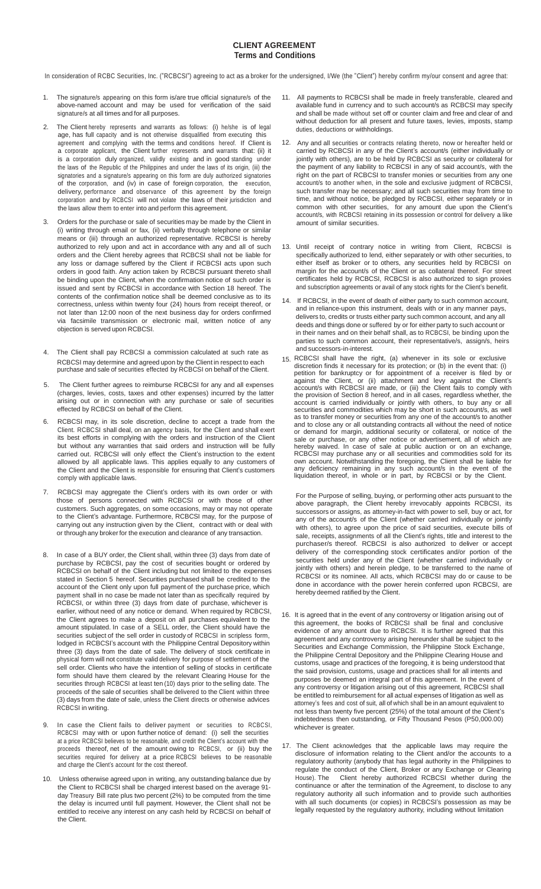# CLIENT AGREEMENT
## Terms and Conditions

In consideration of RCBC Securities, Inc. ("RCBCSI") agreeing to act as a broker for the undersigned, I/We (the "Client") hereby confirm my/our consent and agree that:

1. The signature/s appearing on this form is/are true official signature/s of the above-named account and may be used for verification of the said signature/s at all times and for all purposes.

2. The Client hereby represents and warrants as follows: (i) he/she is of legal age, has full capacity and is not otherwise disqualified from executing this agreement and complying with the terms and conditions hereof. If Client is a corporate applicant, the Client further represents and warrants that: (ii) it is a corporation duly organized, validly existing and in good standing under the laws of the Republic of the Philippines and under the laws of its origin, (iii) the signatories and a signature/s appearing on this form are duly authorized signatories of the corporation, and (iv) in case of foreign corporation, the execution, delivery, performance and observance of this agreement by the foreign corporation and by RCBCSI will not violate the laws of their jurisdiction and the laws allow them to enter into and perform this agreement.

3. Orders for the purchase or sale of securities may be made by the Client in (i) writing through email or fax, (ii) verbally through telephone or similar means or (iii) through an authorized representative. RCBCSI is hereby authorized to rely upon and act in accordance with any and all of such orders and the Client hereby agrees that RCBCSI shall not be liable for any loss or damage suffered by the Client if RCBCSI acts upon such orders in good faith. Any action taken by RCBCSI pursuant thereto shall be binding upon the Client, when the confirmation notice of such order is issued and sent by RCBCSI in accordance with Section 18 hereof. The contents of the confirmation notice shall be deemed conclusive as to its correctness, unless within twenty four (24) hours from receipt thereof, or not later than 12:00 noon of the next business day for orders confirmed via facsimile transmission or electronic mail, written notice of any objection is served upon RCBCSI.

4. The Client shall pay RCBCSI a commission calculated at such rate as RCBCSI may determine and agreed upon by the Client in respect to each purchase and sale of securities effected by RCBCSI on behalf of the Client.

5. The Client further agrees to reimburse RCBCSI for any and all expenses (charges, levies, costs, taxes and other expenses) incurred by the latter arising out or in connection with any purchase or sale of securities effected by RCBCSI on behalf of the Client.

6. RCBCSI may, in its sole discretion, decline to accept a trade from the Client. RCBCSI shall deal, on an agency basis, for the Client and shall exert its best efforts in complying with the orders and instruction of the Client but without any warranties that said orders and instruction will be fully carried out. RCBCSI will only effect the Client's instruction to the extent allowed by all applicable laws. This applies equally to any customers of the Client and the Client is responsible for ensuring that Client's customers comply with applicable laws.

7. RCBCSI may aggregate the Client's orders with its own order or with those of persons connected with RCBCSI or with those of other customers. Such aggregates, on some occasions, may or may not operate to the Client's advantage. Furthermore, RCBCSI may, for the purpose of carrying out any instruction given by the Client, contract with or deal with or through any broker for the execution and clearance of any transaction.

8. In case of a BUY order, the Client shall, within three (3) days from date of purchase by RCBCSI, pay the cost of securities bought or ordered by RCBCSI on behalf of the Client including but not limited to the expenses stated in Section 5 hereof. Securities purchased shall be credited to the account of the Client only upon full payment of the purchase price, which payment shall in no case be made not later than as specifically required by RCBCSI, or within three (3) days from date of purchase, whichever is earlier, without need of any notice or demand. When required by RCBCSI, the Client agrees to make a deposit on all purchases equivalent to the amount stipulated. In case of a SELL order, the Client should have the securities subject of the sell order in custody of RCBCSI in scripless form, lodged in RCBCSI's account with the Philippine Central Depository within three (3) days from the date of sale. The delivery of stock certificate in physical form will not constitute valid delivery for purpose of settlement of the sell order. Clients who have the intention of selling of stocks in certificate form should have them cleared by the relevant Clearing House for the securities through RCBCSI at least ten (10) days prior to the selling date. The proceeds of the sale of securities shall be delivered to the Client within three (3) days from the date of sale, unless the Client directs or otherwise advices RCBCSI in writing.

9. In case the Client fails to deliver payment or securities to RCBCSI, RCBCSI may with or upon further notice of demand: (i) sell the securities at a price RCBCSI believes to be reasonable, and credit the Client's account with the proceeds thereof, net of the amount owing to RCBCSI, or (ii) buy the securities required for delivery at a price RCBCSI believes to be reasonable and charge the Client's account for the cost thereof.

10. Unless otherwise agreed upon in writing, any outstanding balance due by the Client to RCBCSI shall be charged interest based on the average 91-day Treasury Bill rate plus two percent (2%) to be computed from the time the delay is incurred until full payment. However, the Client shall not be entitled to receive any interest on any cash held by RCBCSI on behalf of the Client.

11. All payments to RCBCSI shall be made in freely transferable, cleared and available fund in currency and to such account/s as RCBCSI may specify and shall be made without set off or counter claim and free and clear of and without deduction for all present and future taxes, levies, imposts, stamp duties, deductions or withholdings.

12. Any and all securities or contracts relating thereto, now or hereafter held or carried by RCBCSI in any of the Client's account/s (either individually or jointly with others), are to be held by RCBCSI as security or collateral for the payment of any liability to RCBCSI in any of said account/s, with the right on the part of RCBCSI to transfer monies or securities from any one account/s to another when, in the sole and exclusive judgment of RCBCSI, such transfer may be necessary; and all such securities may from time to time, and without notice, be pledged by RCBCSI, either separately or in common with other securities, for any amount due upon the Client's account/s, with RCBCSI retaining in its possession or control for delivery a like amount of similar securities.

13. Until receipt of contrary notice in writing from Client, RCBCSI is specifically authorized to lend, either separately or with other securities, to either itself as broker or to others, any securities held by RCBCSI on margin for the account/s of the Client or as collateral thereof. For street certificates held by RCBCSI, RCBCSI is also authorized to sign proxies and subscription agreements or avail of any stock rights for the Client's benefit.

14. If RCBCSI, in the event of death of either party to such common account, and in reliance-upon this instrument, deals with or in any manner pays, delivers to, credits or trusts either party such common account, and any all deeds and things done or suffered by or for either party to such account or in their names and on their behalf shall, as to RCBCSI, be binding upon the parties to such common account, their representative/s, assign/s, heirs and successors-in-interest.

15. RCBCSI shall have the right, (a) whenever in its sole or exclusive discretion finds it necessary for its protection; or (b) in the event that: (i) petition for bankruptcy or for appointment of a receiver is filed by or against the Client, or (ii) attachment and levy against the Client's account/s with RCBCSI are made, or (iii) the Client fails to comply with the provision of Section 8 hereof, and in all cases, regardless whether, the account is carried individually or jointly with others, to buy any or all securities and commodities which may be short in such account/s, as well as to transfer money or securities from any one of the account/s to another and to close any or all outstanding contracts all without the need of notice or demand for margin, additional security or collateral, or notice of the sale or purchase, or any other notice or advertisement, all of which are hereby waived. In case of sale at public auction or on an exchange, RCBCSI may purchase any or all securities and commodities sold for its own account. Notwithstanding the foregoing, the Client shall be liable for any deficiency remaining in any such account/s in the event of the liquidation thereof, in whole or in part, by RCBCSI or by the Client.

    For the Purpose of selling, buying, or performing other acts pursuant to the above paragraph, the Client hereby irrevocably appoints RCBCSI, its successors or assigns, as attorney-in-fact with power to sell, buy or act, for any of the account/s of the Client (whether carried individually or jointly with others), to agree upon the price of said securities, execute bills of sale, receipts, assignments of all the Client's rights, title and interest to the purchaser/s thereof. RCBCSI is also authorized to deliver or accept delivery of the corresponding stock certificates and/or portion of the securities held under any of the Client (whether carried individually or jointly with others) and herein pledge, to be transferred to the name of RCBCSI or its nominee. All acts, which RCBCSI may do or cause to be done in accordance with the power herein conferred upon RCBCSI, are hereby deemed ratified by the Client.

16. It is agreed that in the event of any controversy or litigation arising out of this agreement, the books of RCBCSI shall be final and conclusive evidence of any amount due to RCBCSI. It is further agreed that this agreement and any controversy arising hereunder shall be subject to the Securities and Exchange Commission, the Philippine Stock Exchange, the Philippine Central Depository and the Philippine Clearing House and customs, usage and practices of the foregoing, it is being understood that the said provision, customs, usage and practices shall for all intents and purposes be deemed an integral part of this agreement. In the event of any controversy or litigation arising out of this agreement, RCBCSI shall be entitled to reimbursement for all actual expenses of litigation as well as attorney's fees and cost of suit, all of which shall be in an amount equivalent to not less than twenty five percent (25%) of the total amount of the Client's indebtedness then outstanding, or Fifty Thousand Pesos (P50,000.00) whichever is greater.

17. The Client acknowledges that the applicable laws may require the disclosure of information relating to the Client and/or the accounts to a regulatory authority (anybody that has legal authority in the Philippines to regulate the conduct of the Client, Broker or any Exchange or Clearing House). The Client hereby authorized RCBCSI whether during the continuance or after the termination of the Agreement, to disclose to any regulatory authority all such information and to provide such authorities with all such documents (or copies) in RCBCSI's possession as may be legally requested by the regulatory authority, including without limitation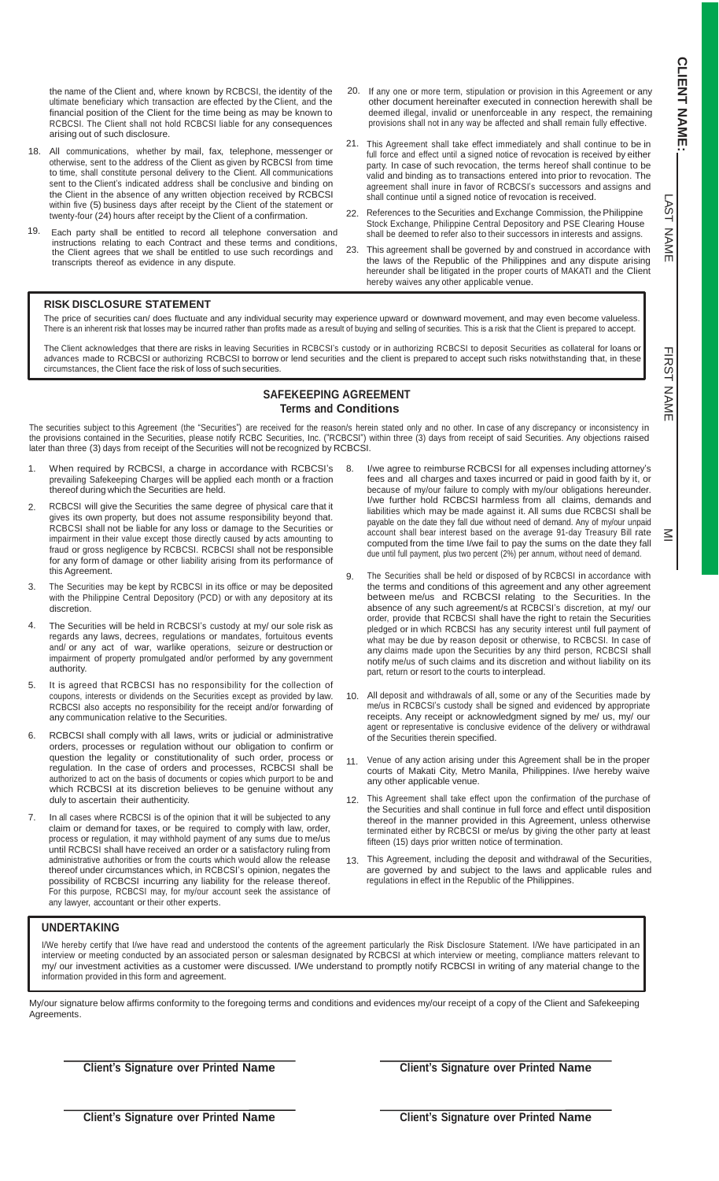the name of the Client and, where known by RCBCSI, the identity of the ultimate beneficiary which transaction are effected by the Client, and the financial position of the Client for the time being as may be known to RCBCSI. The Client shall not hold RCBCSI liable for any consequences arising out of such disclosure.

18. All communications, whether by mail, fax, telephone, messenger or otherwise, sent to the address of the Client as given by RCBCSI from time to time, shall constitute personal delivery to the Client. All communications sent to the Client's indicated address shall be conclusive and binding on the Client in the absence of any written objection received by RCBCSI within five (5) business days after receipt by the Client of the statement or twenty-four (24) hours after receipt by the Client of a confirmation.

19. Each party shall be entitled to record all telephone conversation and instructions relating to each Contract and these terms and conditions, the Client agrees that we shall be entitled to use such recordings and transcripts thereof as evidence in any dispute.

20. If any one or more term, stipulation or provision in this Agreement or any other document hereinafter executed in connection herewith shall be deemed illegal, invalid or unenforceable in any respect, the remaining provisions shall not in any way be affected and shall remain fully effective.

21. This Agreement shall take effect immediately and shall continue to be in full force and effect until a signed notice of revocation is received by either party. In case of such revocation, the terms hereof shall continue to be valid and binding as to transactions entered into prior to revocation. The agreement shall inure in favor of RCBCSI's successors and assigns and shall continue until a signed notice of revocation is received.

22. References to the Securities and Exchange Commission, the Philippine Stock Exchange, Philippine Central Depository and PSE Clearing House shall be deemed to refer also to their successors in interests and assigns.

23. This agreement shall be governed by and construed in accordance with the laws of the Republic of the Philippines and any dispute arising hereunder shall be litigated in the proper courts of MAKATI and the Client hereby waives any other applicable venue.

## RISK DISCLOSURE STATEMENT

The price of securities can/ does fluctuate and any individual security may experience upward or downward movement, and may even become valueless. There is an inherent risk that losses may be incurred rather than profits made as a result of buying and selling of securities. This is a risk that the Client is prepared to accept.

The Client acknowledges that there are risks in leaving Securities in RCBCSI's custody or in authorizing RCBCSI to deposit Securities as collateral for loans or advances made to RCBCSI or authorizing RCBCSI to borrow or lend securities and the client is prepared to accept such risks notwithstanding that, in these circumstances, the Client face the risk of loss of such securities.

## SAFEKEEPING AGREEMENT
### Terms and Conditions

The securities subject to this Agreement (the "Securities") are received for the reason/s herein stated only and no other. In case of any discrepancy or inconsistency in the provisions contained in the Securities, please notify RCBC Securities, Inc. ("RCBCSI") within three (3) days from receipt of said Securities. Any objections raised later than three (3) days from receipt of the Securities will not be recognized by RCBCSI.

1. When required by RCBCSI, a charge in accordance with RCBCSI's prevailing Safekeeping Charges will be applied each month or a fraction thereof during which the Securities are held.

2. RCBCSI will give the Securities the same degree of physical care that it gives its own property, but does not assume responsibility beyond that. RCBCSI shall not be liable for any loss or damage to the Securities or impairment in their value except those directly caused by acts amounting to fraud or gross negligence by RCBCSI. RCBCSI shall not be responsible for any form of damage or other liability arising from its performance of this Agreement.

3. The Securities may be kept by RCBCSI in its office or may be deposited with the Philippine Central Depository (PCD) or with any depository at its discretion.

4. The Securities will be held in RCBCSI's custody at my/ our sole risk as regards any laws, decrees, regulations or mandates, fortuitous events and/ or any act of war, warlike operations, seizure or destruction or impairment of property promulgated and/or performed by any government authority.

5. It is agreed that RCBCSI has no responsibility for the collection of coupons, interests or dividends on the Securities except as provided by law. RCBCSI also accepts no responsibility for the receipt and/or forwarding of any communication relative to the Securities.

6. RCBCSI shall comply with all laws, writs or judicial or administrative orders, processes or regulation without our obligation to confirm or question the legality or constitutionality of such order, process or regulation. In the case of orders and processes, RCBCSI shall be authorized to act on the basis of documents or copies which purport to be and which RCBCSI at its discretion believes to be genuine without any duty to ascertain their authenticity.

7. In all cases where RCBCSI is of the opinion that it will be subjected to any claim or demand for taxes, or be required to comply with law, order, process or regulation, it may withhold payment of any sums due to me/us until RCBCSI shall have received an order or a satisfactory ruling from administrative authorities or from the courts which would allow the release thereof under circumstances which, in RCBCSI's opinion, negates the possibility of RCBCSI incurring any liability for the release thereof. For this purpose, RCBCSI may, for my/our account seek the assistance of any lawyer, accountant or their other experts.

8. I/we agree to reimburse RCBCSI for all expenses including attorney's fees and all charges and taxes incurred or paid in good faith by it, or because of my/our failure to comply with my/our obligations hereunder. I/we further hold RCBCSI harmless from all claims, demands and liabilities which may be made against it. All sums due RCBCSI shall be payable on the date they fall due without need of demand. Any of my/our unpaid account shall bear interest based on the average 91-day Treasury Bill rate computed from the time I/we fail to pay the sums on the date they fall due until full payment, plus two percent (2%) per annum, without need of demand.

9. The Securities shall be held or disposed of by RCBCSI in accordance with the terms and conditions of this agreement and any other agreement between me/us and RCBCSI relating to the Securities. In the absence of any such agreement/s at RCBCSI's discretion, at my/ our order, provide that RCBCSI shall have the right to retain the Securities pledged or in which RCBCSI has any security interest until full payment of what may be due by reason deposit or otherwise, to RCBCSI. In case of any claims made upon the Securities by any third person, RCBCSI shall notify me/us of such claims and its discretion and without liability on its part, return or resort to the courts to interplead.

10. All deposit and withdrawals of all, some or any of the Securities made by me/us in RCBCSI's custody shall be signed and evidenced by appropriate receipts. Any receipt or acknowledgment signed by me/ us, my/ our agent or representative is conclusive evidence of the delivery or withdrawal of the Securities therein specified.

11. Venue of any action arising under this Agreement shall be in the proper courts of Makati City, Metro Manila, Philippines. I/we hereby waive any other applicable venue.

12. This Agreement shall take effect upon the confirmation of the purchase of the Securities and shall continue in full force and effect until disposition thereof in the manner provided in this Agreement, unless otherwise terminated either by RCBCSI or me/us by giving the other party at least fifteen (15) days prior written notice of termination.

13. This Agreement, including the deposit and withdrawal of the Securities, are governed by and subject to the laws and applicable rules and regulations in effect in the Republic of the Philippines.

## UNDERTAKING

I/We hereby certify that I/we have read and understood the contents of the agreement particularly the Risk Disclosure Statement. I/We have participated in an interview or meeting conducted by an associated person or salesman designated by RCBCSI at which interview or meeting, compliance matters relevant to my/ our investment activities as a customer were discussed. I/We understand to promptly notify RCBCSI in writing of any material change to the information provided in this form and agreement.

My/our signature below affirms conformity to the foregoing terms and conditions and evidences my/our receipt of a copy of the Client and Safekeeping Agreements.

**Client's Signature over Printed Name** | **Client's Signature over Printed Name**

**Client's Signature over Printed Name** | **Client's Signature over Printed Name**

**CLIENT NAME:** LAST NAME FIRST NAME MI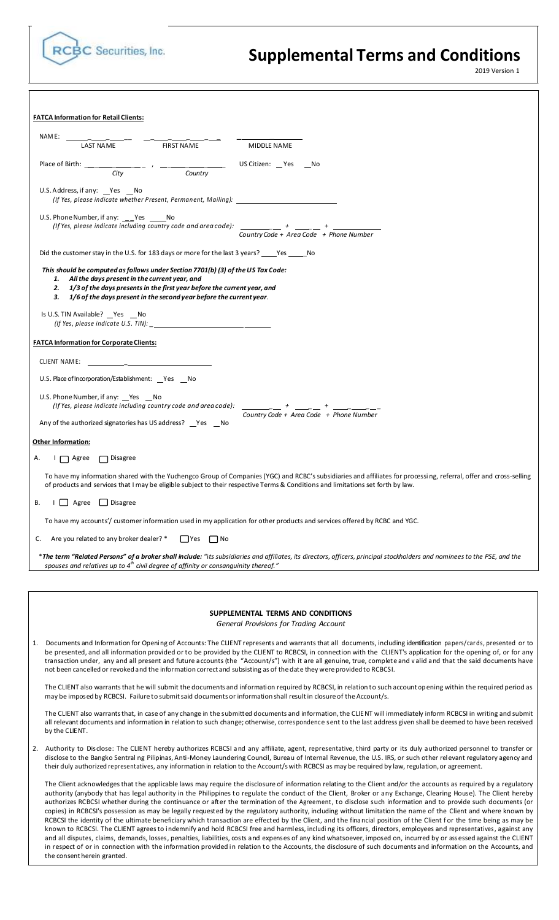RCBC Securities, Inc.

# Supplemental Terms and Conditions

2019 Version 1

**FATCA Information for Retail Clients:**

NAME: ______________ ______________ ______________
LAST NAME FIRST NAME MIDDLE NAME

Place of Birth: ______________ , ______________ US Citizen: __Yes __No
City Country

U.S. Address, if any: __Yes __No
*(If Yes, please indicate whether Present, Permanent, Mailing):* ______________

U.S. Phone Number, if any: __Yes __No
*(If Yes, please indicate including country code and area code):* ______ + ______ + ______
*Country Code + Area Code + Phone Number*

Did the customer stay in the U.S. for 183 days or more for the last 3 years? ____Yes ____No

***This should be computed as follows under Section 7701(b) (3) of the US Tax Code:***

1. ***All the days present in the current year, and***
2. ***1/3 of the days presents in the first year before the current year, and***
3. ***1/6 of the days present in the second year before the current year.***

Is U.S. TIN Available? __Yes __No
*(If Yes, please indicate U.S. TIN):* ______________

**FATCA Information for Corporate Clients:**

CLIENT NAME: ______________

U.S. Place of Incorporation/Establishment: __Yes __No

U.S. Phone Number, if any: __Yes __No
*(If Yes, please indicate including country code and area code):* ______ + ______ + ______
*Country Code + Area Code + Phone Number*

Any of the authorized signatories has US address? __Yes __No

**Other Information:**

A. I ☐ Agree ☐ Disagree

To have my information shared with the Yuchengco Group of Companies (YGC) and RCBC's subsidiaries and affiliates for processing, referral, offer and cross-selling of products and services that I may be eligible subject to their respective Terms & Conditions and limitations set forth by law.

B. I ☐ Agree ☐ Disagree

To have my accounts'/ customer information used in my application for other products and services offered by RCBC and YGC.

C. Are you related to any broker dealer? * ☐ Yes ☐ No

**\*The term "Related Persons" of a broker shall include:** *"its subsidiaries and affiliates, its directors, officers, principal stockholders and nominees to the PSE, and the spouses and relatives up to 4th civil degree of affinity or consanguinity thereof."*

## SUPPLEMENTAL TERMS AND CONDITIONS

*General Provisions for Trading Account*

1. Documents and Information for Opening of Accounts: The CLIENT represents and warrants that all documents, including identification papers/cards, presented or to be presented, and all information provided or to be provided by the CLIENT to RCBCSI, in connection with the CLIENT's application for the opening of, or for any transaction under, any and all present and future accounts (the "Account/s") with it are all genuine, true, complete and valid and that the said documents have not been cancelled or revoked and the information correct and subsisting as of the date they were provided to RCBCSI.

   The CLIENT also warrants that he will submit the documents and information required by RCBCSI, in relation to such account opening within the required period as may be imposed by RCBCSI. Failure to submit said documents or information shall result in closure of the Account/s.

   The CLIENT also warrants that, in case of any change in the submitted documents and information, the CLIENT will immediately inform RCBCSI in writing and submit all relevant documents and information in relation to such change; otherwise, correspondence sent to the last address given shall be deemed to have been received by the CLIENT.

2. Authority to Disclose: The CLIENT hereby authorizes RCBCSI and any affiliate, agent, representative, third party or its duly authorized personnel to transfer or disclose to the Bangko Sentral ng Pilipinas, Anti-Money Laundering Council, Bureau of Internal Revenue, the U.S. IRS, or such other relevant regulatory agency and their duly authorized representatives, any information in relation to the Account/s with RCBCSI as may be required by law, regulation, or agreement.

   The Client acknowledges that the applicable laws may require the disclosure of information relating to the Client and/or the accounts as required by a regulatory authority (anybody that has legal authority in the Philippines to regulate the conduct of the Client, Broker or any Exchange, Clearing House). The Client hereby authorizes RCBCSI whether during the continuance or after the termination of the Agreement, to disclose such information and to provide such documents (or copies) in RCBCSI's possession as may be legally requested by the regulatory authority, including without limitation the name of the Client and where known by RCBCSI the identity of the ultimate beneficiary which transaction are effected by the Client, and the financial position of the Client for the time being as may be known to RCBCSI. The CLIENT agrees to indemnify and hold RCBCSI free and harmless, including its officers, directors, employees and representatives, against any and all disputes, claims, demands, losses, penalties, liabilities, costs and expenses of any kind whatsoever, imposed on, incurred by or assessed against the CLIENT in respect of or in connection with the information provided in relation to the Accounts, the disclosure of such documents and information on the Accounts, and the consent herein granted.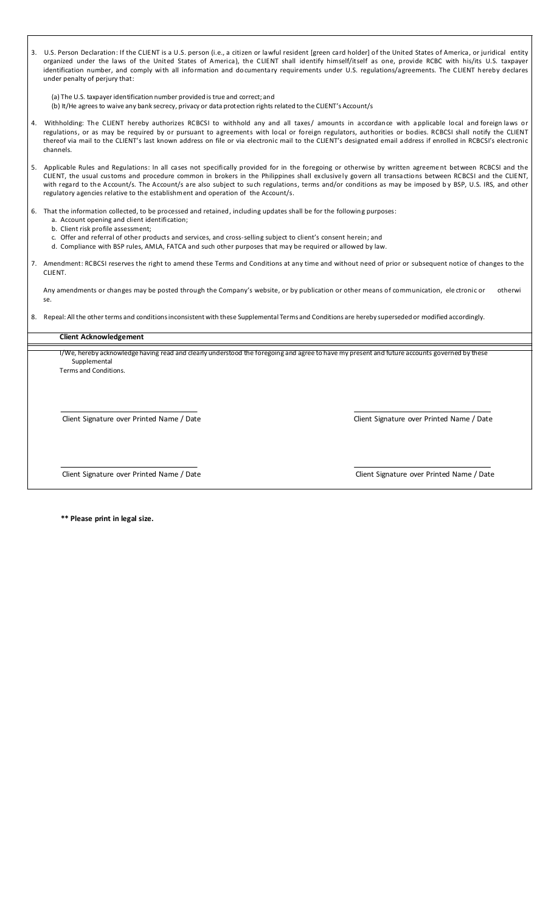3. U.S. Person Declaration: If the CLIENT is a U.S. person (i.e., a citizen or lawful resident [green card holder] of the United States of America, or juridical entity organized under the laws of the United States of America), the CLIENT shall identify himself/itself as one, provide RCBC with his/its U.S. taxpayer identification number, and comply with all information and documentary requirements under U.S. regulations/agreements. The CLIENT hereby declares under penalty of perjury that:

   (a) The U.S. taxpayer identification number provided is true and correct; and
   (b) It/He agrees to waive any bank secrecy, privacy or data protection rights related to the CLIENT's Account/s

4. Withholding: The CLIENT hereby authorizes RCBCSI to withhold any and all taxes/ amounts in accordance with applicable local and foreign laws or regulations, or as may be required by or pursuant to agreements with local or foreign regulators, authorities or bodies. RCBCSI shall notify the CLIENT thereof via mail to the CLIENT's last known address on file or via electronic mail to the CLIENT's designated email address if enrolled in RCBCSI's electronic channels.

5. Applicable Rules and Regulations: In all cases not specifically provided for in the foregoing or otherwise by written agreement between RCBCSI and the CLIENT, the usual customs and procedure common in brokers in the Philippines shall exclusively govern all transactions between RCBCSI and the CLIENT, with regard to the Account/s. The Account/s are also subject to such regulations, terms and/or conditions as may be imposed by BSP, U.S. IRS, and other regulatory agencies relative to the establishment and operation of the Account/s.

6. That the information collected, to be processed and retained, including updates shall be for the following purposes:
   a. Account opening and client identification;
   b. Client risk profile assessment;
   c. Offer and referral of other products and services, and cross-selling subject to client's consent herein; and
   d. Compliance with BSP rules, AMLA, FATCA and such other purposes that may be required or allowed by law.

7. Amendment: RCBCSI reserves the right to amend these Terms and Conditions at any time and without need of prior or subsequent notice of changes to the CLIENT.

   Any amendments or changes may be posted through the Company's website, or by publication or other means of communication, electronic or otherwise.

8. Repeal: All the other terms and conditions inconsistent with these Supplemental Terms and Conditions are hereby superseded or modified accordingly.

**Client Acknowledgement**

I/We, hereby acknowledge having read and clearly understood the foregoing and agree to have my present and future accounts governed by these Supplemental Terms and Conditions.

Client Signature over Printed Name / Date

Client Signature over Printed Name / Date

Client Signature over Printed Name / Date

Client Signature over Printed Name / Date

**** Please print in legal size.**